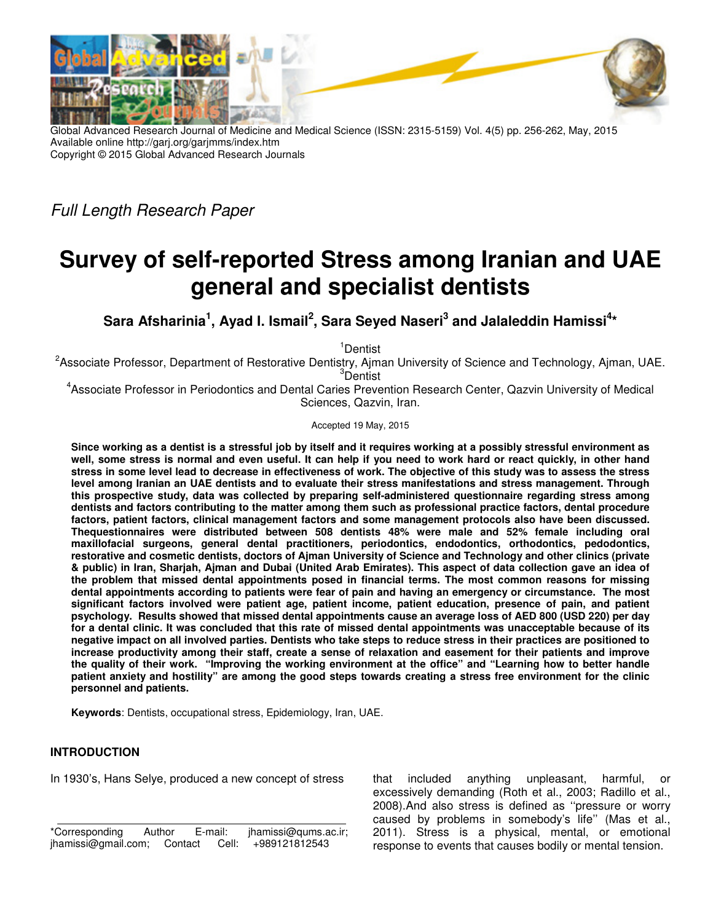Global Advanced Research Journal of Medicine and Medical Science (ISSN: 2315-5159) Vol. 4(5) pp. 256-262, May, 2015
Available online http://garj.org/garjmms/index.htm
Copyright © 2015 Global Advanced Research Journals

*Full Length Research Paper*

# Survey of self-reported Stress among Iranian and UAE general and specialist dentists

**Sara Afsharinia[1], Ayad I. Ismail[2], Sara Seyed Naseri[3] and Jalaleddin Hamissi[4]***

[1]Dentist

[2]Associate Professor, Department of Restorative Dentistry, Ajman University of Science and Technology, Ajman, UAE.

[3]Dentist

[4]Associate Professor in Periodontics and Dental Caries Prevention Research Center, Qazvin University of Medical Sciences, Qazvin, Iran.

Accepted 19 May, 2015

**Since working as a dentist is a stressful job by itself and it requires working at a possibly stressful environment as well, some stress is normal and even useful. It can help if you need to work hard or react quickly, in other hand stress in some level lead to decrease in effectiveness of work. The objective of this study was to assess the stress level among Iranian an UAE dentists and to evaluate their stress manifestations and stress management. Through this prospective study, data was collected by preparing self-administered questionnaire regarding stress among dentists and factors contributing to the matter among them such as professional practice factors, dental procedure factors, patient factors, clinical management factors and some management protocols also have been discussed. Thequestionnaires were distributed between 508 dentists 48% were male and 52% female including oral maxillofacial surgeons, general dental practitioners, periodontics, endodontics, orthodontics, pedodontics, restorative and cosmetic dentists, doctors of Ajman University of Science and Technology and other clinics (private & public) in Iran, Sharjah, Ajman and Dubai (United Arab Emirates). This aspect of data collection gave an idea of the problem that missed dental appointments posed in financial terms. The most common reasons for missing dental appointments according to patients were fear of pain and having an emergency or circumstance. The most significant factors involved were patient age, patient income, patient education, presence of pain, and patient psychology. Results showed that missed dental appointments cause an average loss of AED 800 (USD 220) per day for a dental clinic. It was concluded that this rate of missed dental appointments was unacceptable because of its negative impact on all involved parties. Dentists who take steps to reduce stress in their practices are positioned to increase productivity among their staff, create a sense of relaxation and easement for their patients and improve the quality of their work. "Improving the working environment at the office" and "Learning how to better handle patient anxiety and hostility" are among the good steps towards creating a stress free environment for the clinic personnel and patients.**

**Keywords**: Dentists, occupational stress, Epidemiology, Iran, UAE.

## INTRODUCTION

In 1930's, Hans Selye, produced a new concept of stress that included anything unpleasant, harmful, or excessively demanding (Roth et al., 2003; Radillo et al., 2008).And also stress is defined as ''pressure or worry caused by problems in somebody's life'' (Mas et al., 2011). Stress is a physical, mental, or emotional response to events that causes bodily or mental tension.

*Corresponding Author E-mail: jhamissi@qums.ac.ir; jhamissi@gmail.com; Contact Cell: +989121812543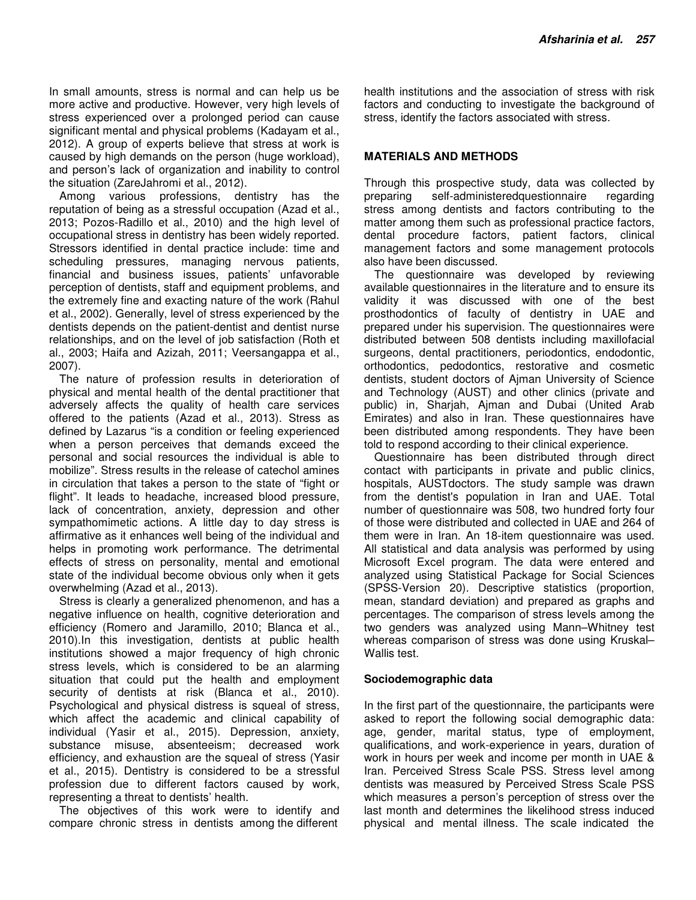In small amounts, stress is normal and can help us be more active and productive. However, very high levels of stress experienced over a prolonged period can cause significant mental and physical problems (Kadayam et al., 2012). A group of experts believe that stress at work is caused by high demands on the person (huge workload), and person's lack of organization and inability to control the situation (ZareJahromi et al., 2012).

Among various professions, dentistry has the reputation of being as a stressful occupation (Azad et al., 2013; Pozos-Radillo et al., 2010) and the high level of occupational stress in dentistry has been widely reported. Stressors identified in dental practice include: time and scheduling pressures, managing nervous patients, financial and business issues, patients' unfavorable perception of dentists, staff and equipment problems, and the extremely fine and exacting nature of the work (Rahul et al., 2002). Generally, level of stress experienced by the dentists depends on the patient-dentist and dentist nurse relationships, and on the level of job satisfaction (Roth et al., 2003; Haifa and Azizah, 2011; Veersangappa et al., 2007).

The nature of profession results in deterioration of physical and mental health of the dental practitioner that adversely affects the quality of health care services offered to the patients (Azad et al., 2013). Stress as defined by Lazarus "is a condition or feeling experienced when a person perceives that demands exceed the personal and social resources the individual is able to mobilize". Stress results in the release of catechol amines in circulation that takes a person to the state of "fight or flight". It leads to headache, increased blood pressure, lack of concentration, anxiety, depression and other sympathomimetic actions. A little day to day stress is affirmative as it enhances well being of the individual and helps in promoting work performance. The detrimental effects of stress on personality, mental and emotional state of the individual become obvious only when it gets overwhelming (Azad et al., 2013).

Stress is clearly a generalized phenomenon, and has a negative influence on health, cognitive deterioration and efficiency (Romero and Jaramillo, 2010; Blanca et al., 2010).In this investigation, dentists at public health institutions showed a major frequency of high chronic stress levels, which is considered to be an alarming situation that could put the health and employment security of dentists at risk (Blanca et al., 2010). Psychological and physical distress is squeal of stress, which affect the academic and clinical capability of individual (Yasir et al., 2015). Depression, anxiety, substance misuse, absenteeism; decreased work efficiency, and exhaustion are the squeal of stress (Yasir et al., 2015). Dentistry is considered to be a stressful profession due to different factors caused by work, representing a threat to dentists' health.

The objectives of this work were to identify and compare chronic stress in dentists among the different health institutions and the association of stress with risk factors and conducting to investigate the background of stress, identify the factors associated with stress.

## MATERIALS AND METHODS

Through this prospective study, data was collected by preparing self-administeredquestionnaire regarding stress among dentists and factors contributing to the matter among them such as professional practice factors, dental procedure factors, patient factors, clinical management factors and some management protocols also have been discussed.

The questionnaire was developed by reviewing available questionnaires in the literature and to ensure its validity it was discussed with one of the best prosthodontics of faculty of dentistry in UAE and prepared under his supervision. The questionnaires were distributed between 508 dentists including maxillofacial surgeons, dental practitioners, periodontics, endodontic, orthodontics, pedodontics, restorative and cosmetic dentists, student doctors of Ajman University of Science and Technology (AUST) and other clinics (private and public) in, Sharjah, Ajman and Dubai (United Arab Emirates) and also in Iran. These questionnaires have been distributed among respondents. They have been told to respond according to their clinical experience.

Questionnaire has been distributed through direct contact with participants in private and public clinics, hospitals, AUSTdoctors. The study sample was drawn from the dentist's population in Iran and UAE. Total number of questionnaire was 508, two hundred forty four of those were distributed and collected in UAE and 264 of them were in Iran. An 18-item questionnaire was used. All statistical and data analysis was performed by using Microsoft Excel program. The data were entered and analyzed using Statistical Package for Social Sciences (SPSS-Version 20). Descriptive statistics (proportion, mean, standard deviation) and prepared as graphs and percentages. The comparison of stress levels among the two genders was analyzed using Mann–Whitney test whereas comparison of stress was done using Kruskal–Wallis test.

### Sociodemographic data

In the first part of the questionnaire, the participants were asked to report the following social demographic data: age, gender, marital status, type of employment, qualifications, and work-experience in years, duration of work in hours per week and income per month in UAE & Iran. Perceived Stress Scale PSS. Stress level among dentists was measured by Perceived Stress Scale PSS which measures a person's perception of stress over the last month and determines the likelihood stress induced physical and mental illness. The scale indicated the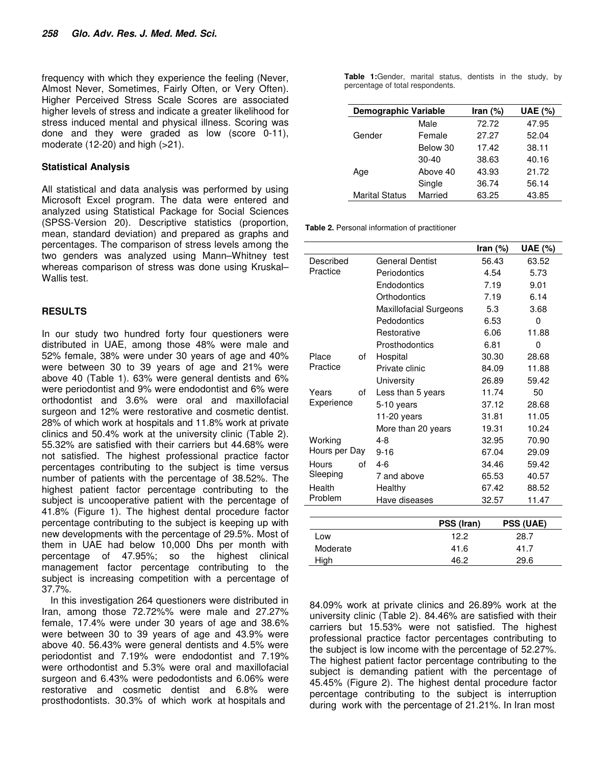frequency with which they experience the feeling (Never, Almost Never, Sometimes, Fairly Often, or Very Often). Higher Perceived Stress Scale Scores are associated higher levels of stress and indicate a greater likelihood for stress induced mental and physical illness. Scoring was done and they were graded as low (score 0-11), moderate (12-20) and high (>21).

### Statistical Analysis

All statistical and data analysis was performed by using Microsoft Excel program. The data were entered and analyzed using Statistical Package for Social Sciences (SPSS-Version 20). Descriptive statistics (proportion, mean, standard deviation) and prepared as graphs and percentages. The comparison of stress levels among the two genders was analyzed using Mann–Whitney test whereas comparison of stress was done using Kruskal–Wallis test.

## RESULTS

In our study two hundred forty four questioners were distributed in UAE, among those 48% were male and 52% female, 38% were under 30 years of age and 40% were between 30 to 39 years of age and 21% were above 40 (Table 1). 63% were general dentists and 6% were periodontist and 9% were endodontist and 6% were orthodontist and 3.6% were oral and maxillofacial surgeon and 12% were restorative and cosmetic dentist. 28% of which work at hospitals and 11.8% work at private clinics and 50.4% work at the university clinic (Table 2). 55.32% are satisfied with their carriers but 44.68% were not satisfied. The highest professional practice factor percentages contributing to the subject is time versus number of patients with the percentage of 38.52%. The highest patient factor percentage contributing to the subject is uncooperative patient with the percentage of 41.8% (Figure 1). The highest dental procedure factor percentage contributing to the subject is keeping up with new developments with the percentage of 29.5%. Most of them in UAE had below 10,000 Dhs per month with percentage of 47.95%; so the highest clinical management factor percentage contributing to the subject is increasing competition with a percentage of 37.7%.

In this investigation 264 questioners were distributed in Iran, among those 72.72%% were male and 27.27% female, 17.4% were under 30 years of age and 38.6% were between 30 to 39 years of age and 43.9% were above 40. 56.43% were general dentists and 4.5% were periodontist and 7.19% were endodontist and 7.19% were orthodontist and 5.3% were oral and maxillofacial surgeon and 6.43% were pedodontists and 6.06% were restorative and cosmetic dentist and 6.8% were prosthodontists. 30.3% of which work at hospitals and 84.09% work at private clinics and 26.89% work at the university clinic (Table 2). 84.46% are satisfied with their carriers but 15.53% were not satisfied. The highest professional practice factor percentages contributing to the subject is low income with the percentage of 52.27%. The highest patient factor percentage contributing to the subject is demanding patient with the percentage of 45.45% (Figure 2). The highest dental procedure factor percentage contributing to the subject is interruption during work with the percentage of 21.21%. In Iran most

**Table 1:** Gender, marital status, dentists in the study, by percentage of total respondents.

| Demographic Variable | | Iran (%) | UAE (%) |
|---|---|---|---|
| Gender | Male | 72.72 | 47.95 |
| | Female | 27.27 | 52.04 |
| Age | Below 30 | 17.42 | 38.11 |
| | 30-40 | 38.63 | 40.16 |
| | Above 40 | 43.93 | 21.72 |
| Marital Status | Single | 36.74 | 56.14 |
| | Married | 63.25 | 43.85 |

**Table 2.** Personal information of practitioner

| | | Iran (%) | UAE (%) |
|---|---|---|---|
| Described Practice | General Dentist | 56.43 | 63.52 |
| | Periodontics | 4.54 | 5.73 |
| | Endodontics | 7.19 | 9.01 |
| | Orthodontics | 7.19 | 6.14 |
| | Maxillofacial Surgeons | 5.3 | 3.68 |
| | Pedodontics | 6.53 | 0 |
| | Restorative | 6.06 | 11.88 |
| | Prosthodontics | 6.81 | 0 |
| Place of Practice | Hospital | 30.30 | 28.68 |
| | Private clinic | 84.09 | 11.88 |
| | University | 26.89 | 59.42 |
| Years of Experience | Less than 5 years | 11.74 | 50 |
| | 5-10 years | 37.12 | 28.68 |
| | 11-20 years | 31.81 | 11.05 |
| | More than 20 years | 19.31 | 10.24 |
| Working Hours per Day | 4-8 | 32.95 | 70.90 |
| | 9-16 | 67.04 | 29.09 |
| Hours of Sleeping | 4-6 | 34.46 | 59.42 |
| | 7 and above | 65.53 | 40.57 |
| Health Problem | Healthy | 67.42 | 88.52 |
| | Have diseases | 32.57 | 11.47 |

| | PSS (Iran) | PSS (UAE) |
|---|---|---|
| Low | 12.2 | 28.7 |
| Moderate | 41.6 | 41.7 |
| High | 46.2 | 29.6 |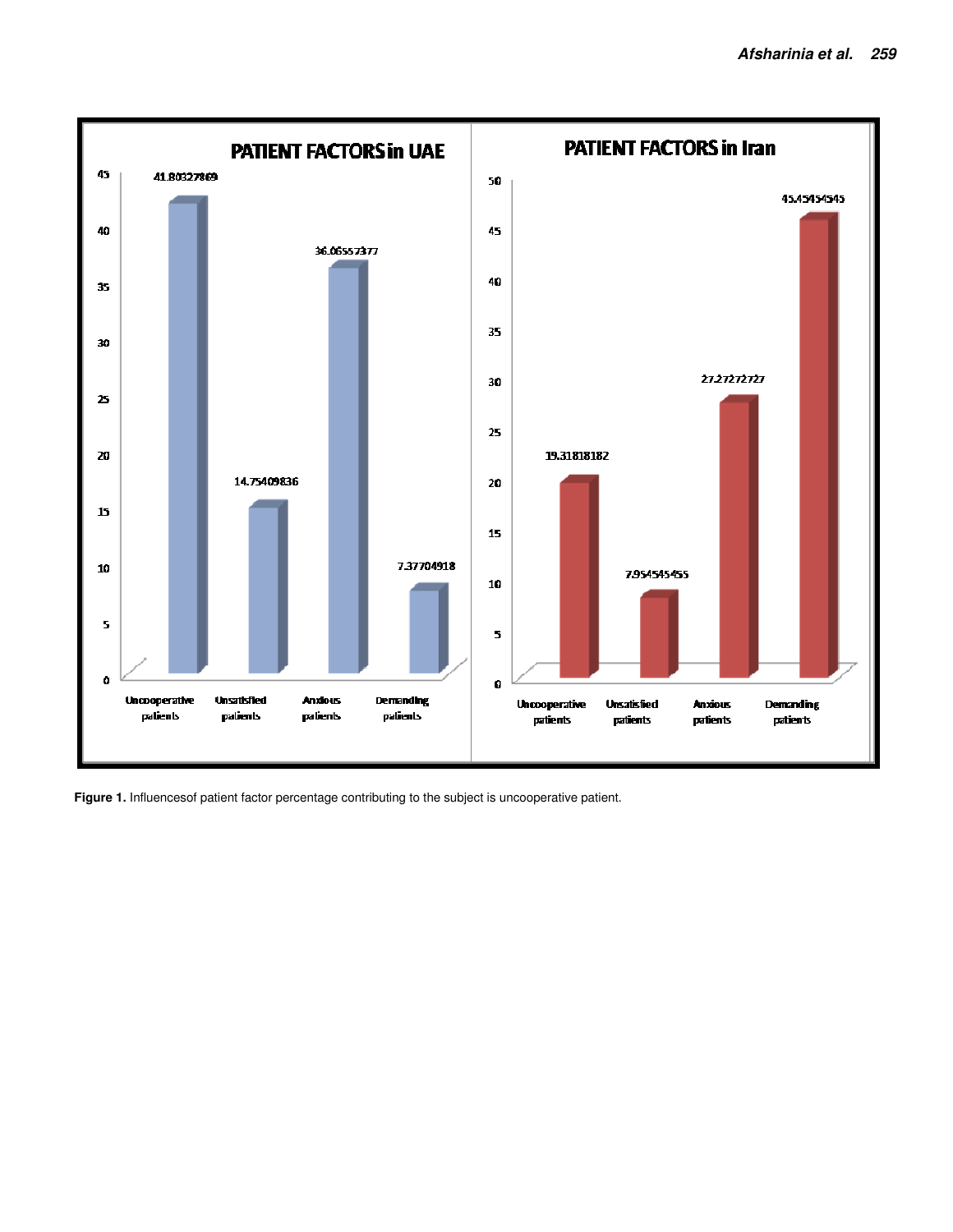**PATIENT FACTORS in UAE**

| Patient factor | Percentage |
| --- | --- |
| Uncooperative patients | 41.80327869 |
| Unsatisfied patients | 14.75409836 |
| Anxious patients | 36.06557377 |
| Demanding patients | 7.37704918 |

**PATIENT FACTORS in Iran**

| Patient factor | Percentage |
| --- | --- |
| Uncooperative patients | 19.31818182 |
| Unsatisfied patients | 7.954545455 |
| Anxious patients | 27.27272727 |
| Demanding patients | 45.45454545 |

**Figure 1.** Influencesof patient factor percentage contributing to the subject is uncooperative patient.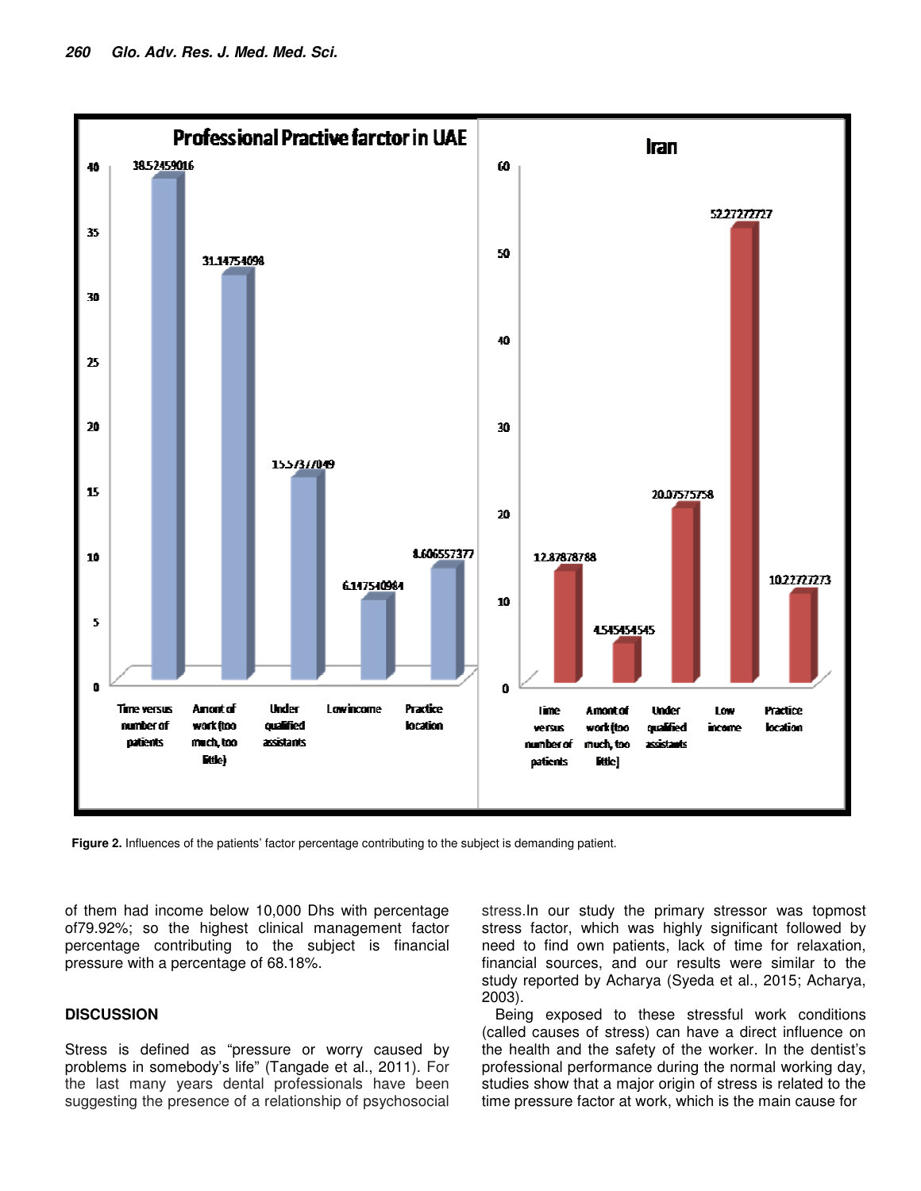**Figure 2.** Influences of the patients' factor percentage contributing to the subject is demanding patient.

of them had income below 10,000 Dhs with percentage of79.92%; so the highest clinical management factor percentage contributing to the subject is financial pressure with a percentage of 68.18%.

## DISCUSSION

Stress is defined as "pressure or worry caused by problems in somebody's life" (Tangade et al., 2011). For the last many years dental professionals have been suggesting the presence of a relationship of psychosocial stress.In our study the primary stressor was topmost stress factor, which was highly significant followed by need to find own patients, lack of time for relaxation, financial sources, and our results were similar to the study reported by Acharya (Syeda et al., 2015; Acharya, 2003).

Being exposed to these stressful work conditions (called causes of stress) can have a direct influence on the health and the safety of the worker. In the dentist's professional performance during the normal working day, studies show that a major origin of stress is related to the time pressure factor at work, which is the main cause for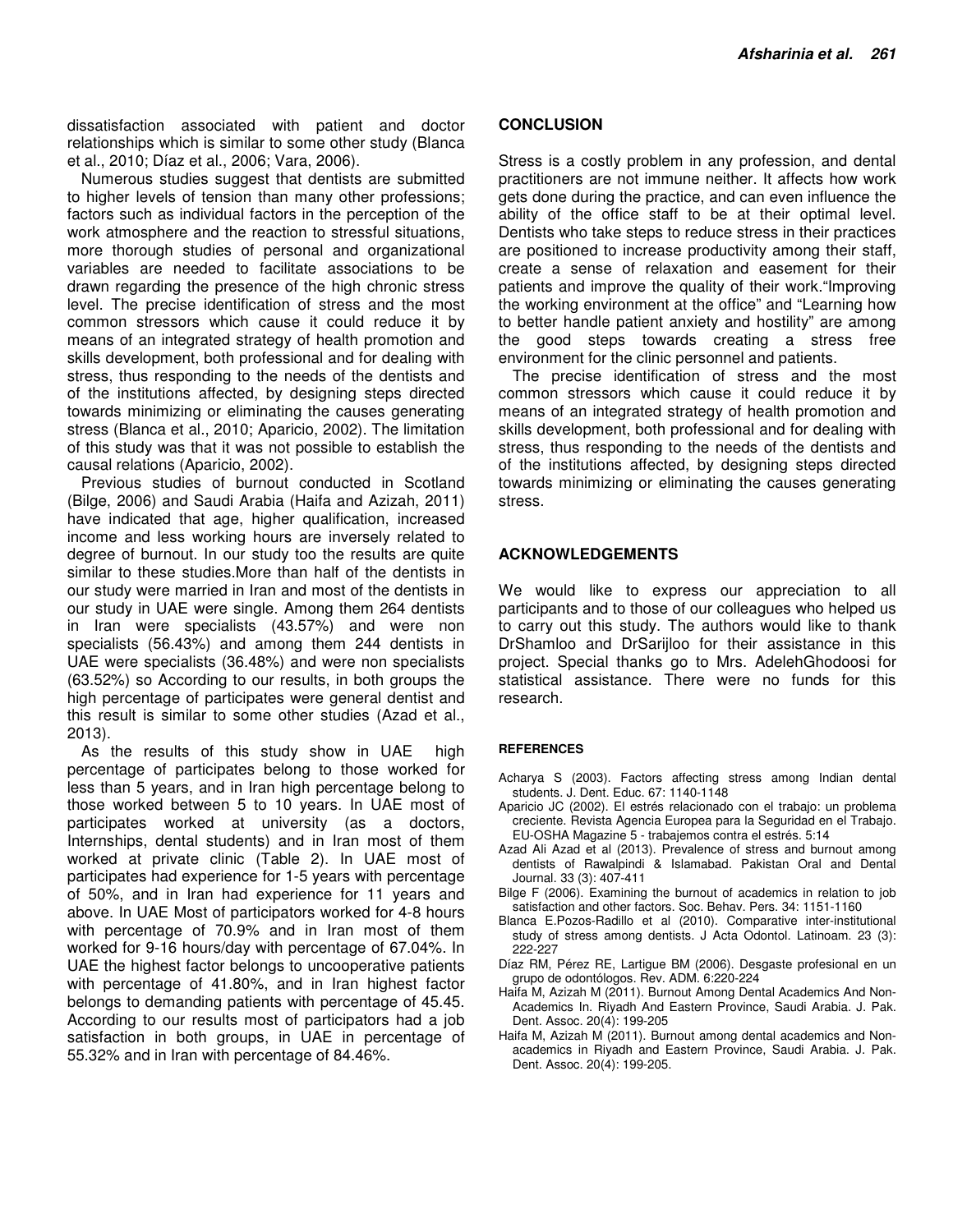dissatisfaction associated with patient and doctor relationships which is similar to some other study (Blanca et al., 2010; Díaz et al., 2006; Vara, 2006).

Numerous studies suggest that dentists are submitted to higher levels of tension than many other professions; factors such as individual factors in the perception of the work atmosphere and the reaction to stressful situations, more thorough studies of personal and organizational variables are needed to facilitate associations to be drawn regarding the presence of the high chronic stress level. The precise identification of stress and the most common stressors which cause it could reduce it by means of an integrated strategy of health promotion and skills development, both professional and for dealing with stress, thus responding to the needs of the dentists and of the institutions affected, by designing steps directed towards minimizing or eliminating the causes generating stress (Blanca et al., 2010; Aparicio, 2002). The limitation of this study was that it was not possible to establish the causal relations (Aparicio, 2002).

Previous studies of burnout conducted in Scotland (Bilge, 2006) and Saudi Arabia (Haifa and Azizah, 2011) have indicated that age, higher qualification, increased income and less working hours are inversely related to degree of burnout. In our study too the results are quite similar to these studies.More than half of the dentists in our study were married in Iran and most of the dentists in our study in UAE were single. Among them 264 dentists in Iran were specialists (43.57%) and were non specialists (56.43%) and among them 244 dentists in UAE were specialists (36.48%) and were non specialists (63.52%) so According to our results, in both groups the high percentage of participates were general dentist and this result is similar to some other studies (Azad et al., 2013).

As the results of this study show in UAE high percentage of participates belong to those worked for less than 5 years, and in Iran high percentage belong to those worked between 5 to 10 years. In UAE most of participates worked at university (as a doctors, Internships, dental students) and in Iran most of them worked at private clinic (Table 2). In UAE most of participates had experience for 1-5 years with percentage of 50%, and in Iran had experience for 11 years and above. In UAE Most of participators worked for 4-8 hours with percentage of 70.9% and in Iran most of them worked for 9-16 hours/day with percentage of 67.04%. In UAE the highest factor belongs to uncooperative patients with percentage of 41.80%, and in Iran highest factor belongs to demanding patients with percentage of 45.45. According to our results most of participators had a job satisfaction in both groups, in UAE in percentage of 55.32% and in Iran with percentage of 84.46%.

## CONCLUSION

Stress is a costly problem in any profession, and dental practitioners are not immune neither. It affects how work gets done during the practice, and can even influence the ability of the office staff to be at their optimal level. Dentists who take steps to reduce stress in their practices are positioned to increase productivity among their staff, create a sense of relaxation and easement for their patients and improve the quality of their work."Improving the working environment at the office" and "Learning how to better handle patient anxiety and hostility" are among the good steps towards creating a stress free environment for the clinic personnel and patients.

The precise identification of stress and the most common stressors which cause it could reduce it by means of an integrated strategy of health promotion and skills development, both professional and for dealing with stress, thus responding to the needs of the dentists and of the institutions affected, by designing steps directed towards minimizing or eliminating the causes generating stress.

## ACKNOWLEDGEMENTS

We would like to express our appreciation to all participants and to those of our colleagues who helped us to carry out this study. The authors would like to thank DrShamloo and DrSarijloo for their assistance in this project. Special thanks go to Mrs. AdelehGhodoosi for statistical assistance. There were no funds for this research.

## REFERENCES

Acharya S (2003). Factors affecting stress among Indian dental students. J. Dent. Educ. 67: 1140-1148

Aparicio JC (2002). El estrés relacionado con el trabajo: un problema creciente. Revista Agencia Europea para la Seguridad en el Trabajo. EU-OSHA Magazine 5 - trabajemos contra el estrés. 5:14

Azad Ali Azad et al (2013). Prevalence of stress and burnout among dentists of Rawalpindi & Islamabad. Pakistan Oral and Dental Journal. 33 (3): 407-411

Bilge F (2006). Examining the burnout of academics in relation to job satisfaction and other factors. Soc. Behav. Pers. 34: 1151-1160

Blanca E.Pozos-Radillo et al (2010). Comparative inter-institutional study of stress among dentists. J Acta Odontol. Latinoam. 23 (3): 222-227

Díaz RM, Pérez RE, Lartigue BM (2006). Desgaste profesional en un grupo de odontólogos. Rev. ADM. 6:220-224

Haifa M, Azizah M (2011). Burnout Among Dental Academics And Non-Academics In. Riyadh And Eastern Province, Saudi Arabia. J. Pak. Dent. Assoc. 20(4): 199-205

Haifa M, Azizah M (2011). Burnout among dental academics and Non-academics in Riyadh and Eastern Province, Saudi Arabia. J. Pak. Dent. Assoc. 20(4): 199-205.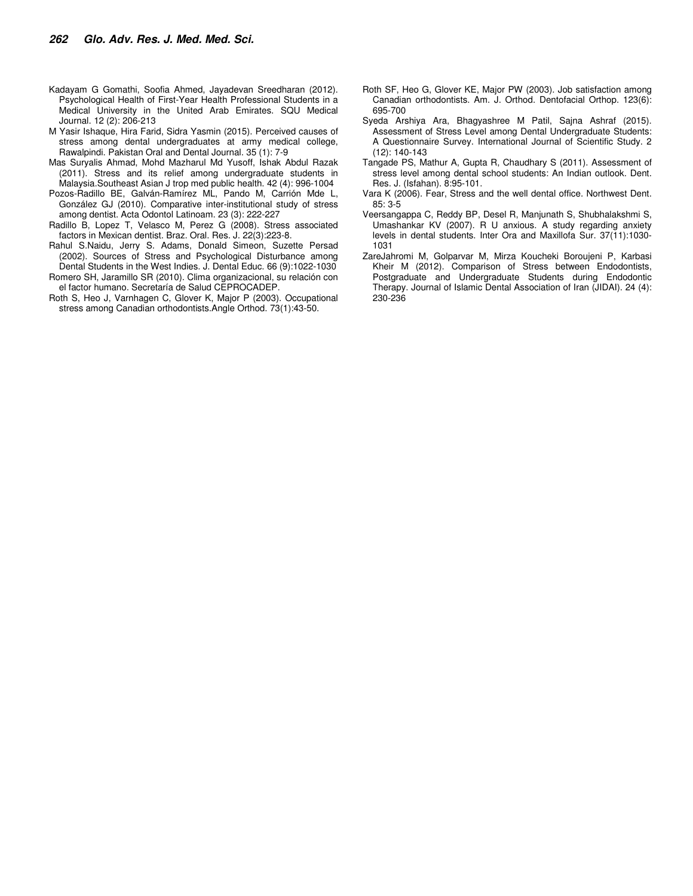Kadayam G Gomathi, Soofia Ahmed, Jayadevan Sreedharan (2012). Psychological Health of First-Year Health Professional Students in a Medical University in the United Arab Emirates. SQU Medical Journal. 12 (2): 206-213

M Yasir Ishaque, Hira Farid, Sidra Yasmin (2015). Perceived causes of stress among dental undergraduates at army medical college, Rawalpindi. Pakistan Oral and Dental Journal. 35 (1): 7-9

Mas Suryalis Ahmad, Mohd Mazharul Md Yusoff, Ishak Abdul Razak (2011). Stress and its relief among undergraduate students in Malaysia.Southeast Asian J trop med public health. 42 (4): 996-1004

Pozos-Radillo BE, Galván-Ramírez ML, Pando M, Carrión Mde L, González GJ (2010). Comparative inter-institutional study of stress among dentist. Acta Odontol Latinoam. 23 (3): 222-227

Radillo B, Lopez T, Velasco M, Perez G (2008). Stress associated factors in Mexican dentist. Braz. Oral. Res. J. 22(3):223-8.

Rahul S.Naidu, Jerry S. Adams, Donald Simeon, Suzette Persad (2002). Sources of Stress and Psychological Disturbance among Dental Students in the West Indies. J. Dental Educ. 66 (9):1022-1030

Romero SH, Jaramillo SR (2010). Clima organizacional, su relación con el factor humano. Secretaría de Salud CEPROCADEP.

Roth S, Heo J, Varnhagen C, Glover K, Major P (2003). Occupational stress among Canadian orthodontists.Angle Orthod. 73(1):43-50.

Roth SF, Heo G, Glover KE, Major PW (2003). Job satisfaction among Canadian orthodontists. Am. J. Orthod. Dentofacial Orthop. 123(6): 695-700

Syeda Arshiya Ara, Bhagyashree M Patil, Sajna Ashraf (2015). Assessment of Stress Level among Dental Undergraduate Students: A Questionnaire Survey. International Journal of Scientific Study. 2 (12): 140-143

Tangade PS, Mathur A, Gupta R, Chaudhary S (2011). Assessment of stress level among dental school students: An Indian outlook. Dent. Res. J. (Isfahan). 8:95-101.

Vara K (2006). Fear, Stress and the well dental office. Northwest Dent. 85: 3-5

Veersangappa C, Reddy BP, Desel R, Manjunath S, Shubhalakshmi S, Umashankar KV (2007). R U anxious. A study regarding anxiety levels in dental students. Inter Ora and Maxillofa Sur. 37(11):1030-1031

ZareJahromi M, Golparvar M, Mirza Koucheki Boroujeni P, Karbasi Kheir M (2012). Comparison of Stress between Endodontists, Postgraduate and Undergraduate Students during Endodontic Therapy. Journal of Islamic Dental Association of Iran (JIDAI). 24 (4): 230-236